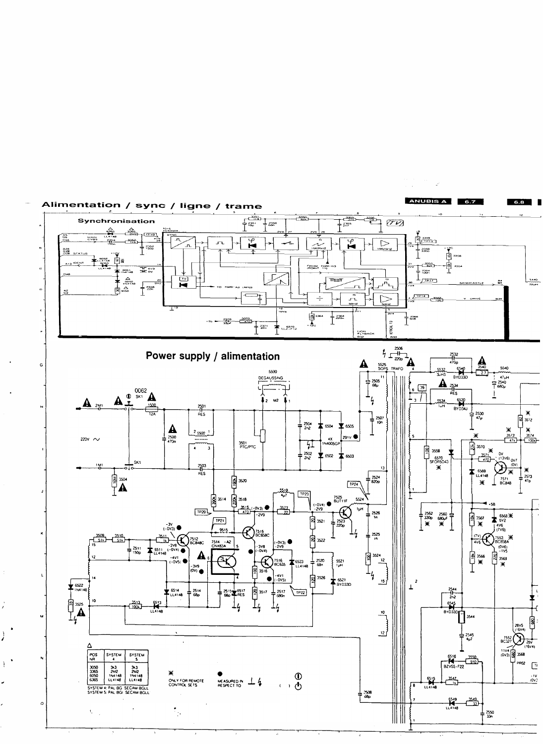# Alimentation / sync / ligne / trame

## Synchronisation

## Power supply / alimentation

| POS NR | SYSTEM 4 | SYSTEM 5 |
|---|---|---|
| 3050 | 3k3 | 3k3 |
| 3365 | 2M2 | 2M2 |
| 6050 | 1N4148 | 1N4148 |
| 6365 | LL4148 | LL4148 |

SYSTEM 4: PAL BG SECAM BGLL
SYSTEM 5: PAL BGI SECAM BGLL

* ONLY FOR REMOTE CONTROL SETS

● MEASURED IN RESPECT TO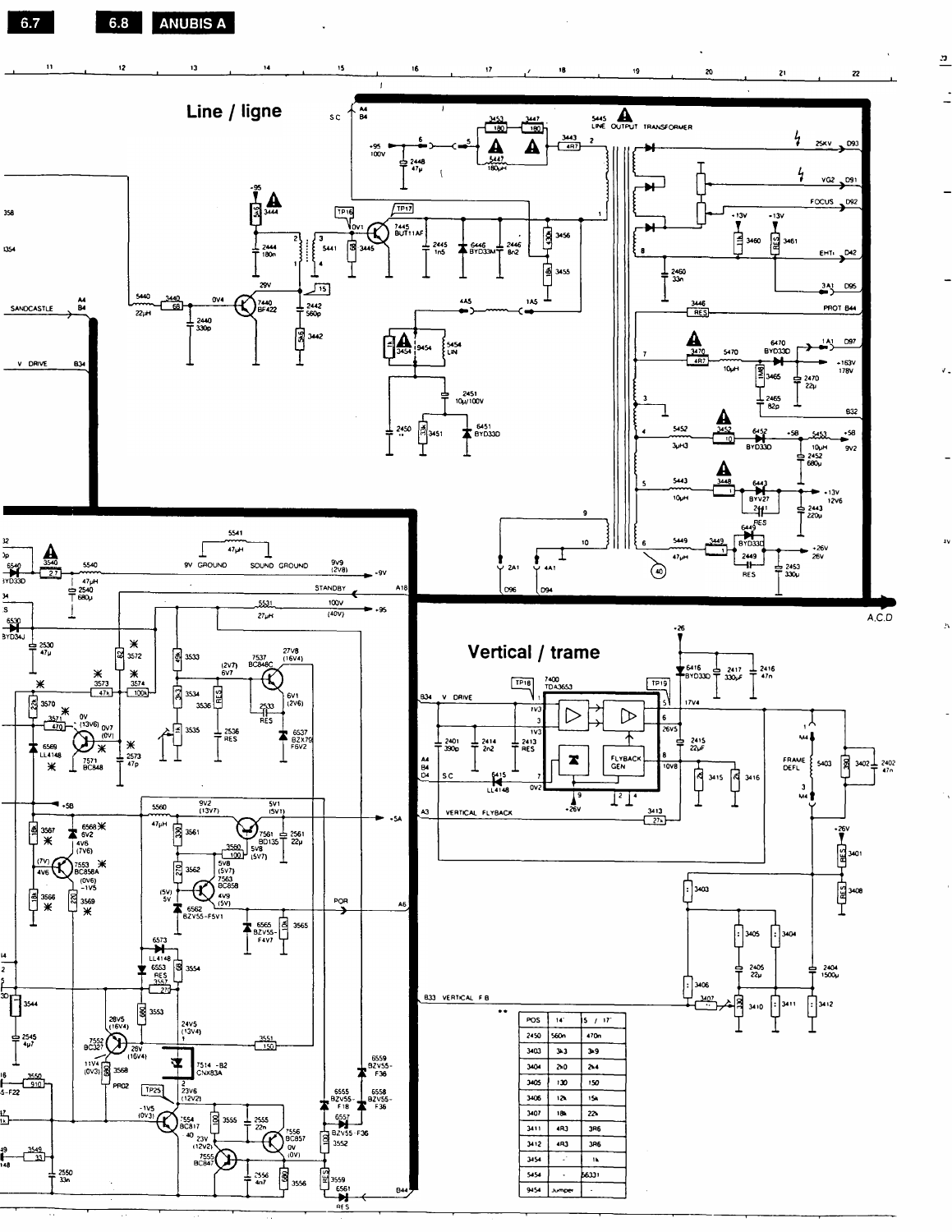# Line / ligne

# Vertical / trame

| POS | 14" | 15 / 17" |
|---|---|---|
| 2450 | 560n | 470n |
| 3403 | 3k3 | 3k9 |
| 3404 | 2k0 | 2k4 |
| 3405 | 130 | 150 |
| 3406 | 12k | 15k |
| 3407 | 18k | 22k |
| 3411 | 4R3 | 3R6 |
| 3412 | 4R3 | 3R6 |
| 3454 | - | 1k |
| 5454 | - | 56331 |
| 9454 | Jumper | - |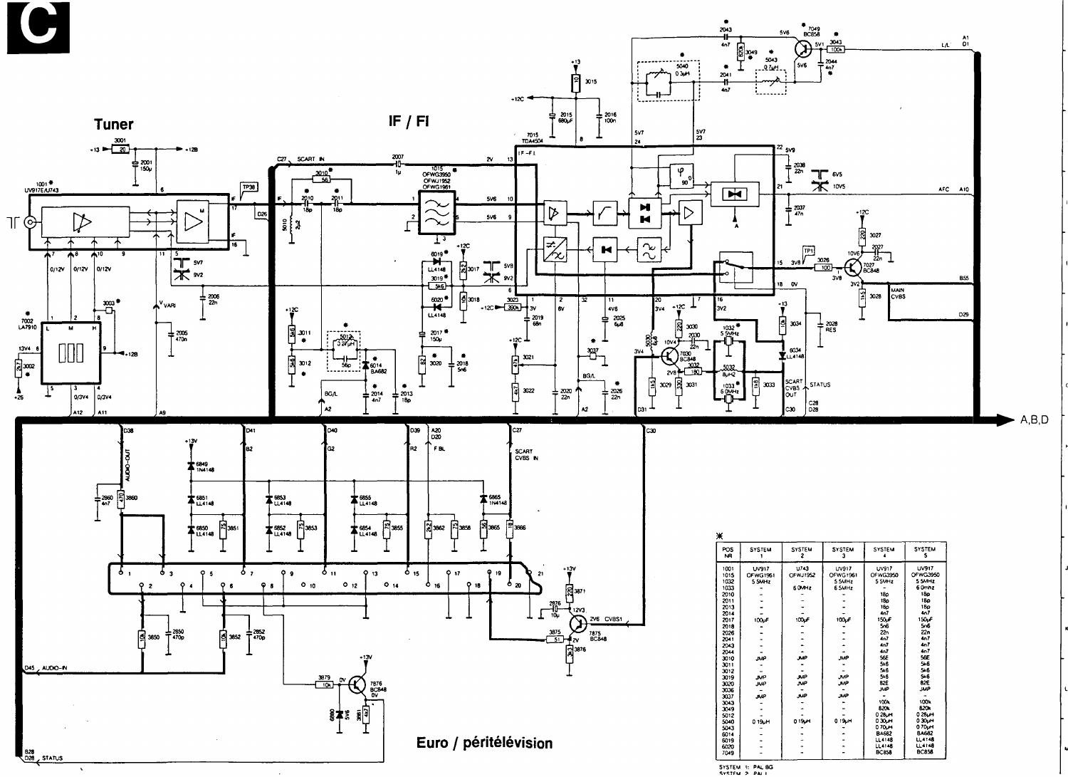# C

## Tuner

## IF / FI

## Euro / péritélévision

*

| POS NR | SYSTEM 1 | SYSTEM 2 | SYSTEM 3 | SYSTEM 4 | SYSTEM 5 |
|---|---|---|---|---|---|
| 1001 | UV917 | U743 | UV917 | UV917 | UV917 |
| 1015 | OFWG1961 | OFWJ1952 | OFWG1961 | OFWG3950 | OFWG3950 |
| 1032 | 5.5MHz | - | 5.5MHz | 5.5MHz | 5.5MHz |
| 1033 | - | 6.0MHz | 6.5MHz | - | 6.0mhz |
| 2010 | - | - | - | 18p | 18p |
| 2011 | - | - | - | 18p | 18p |
| 2013 | - | - | - | 18p | 18p |
| 2014 | - | - | - | 4n7 | 4n7 |
| 2017 | 100µF | 100µF | 100µF | 150µF | 150µF |
| 2018 | - | - | - | 5n6 | 5n6 |
| 2026 | - | - | - | 22n | 22n |
| 2041 | - | - | - | 4n7 | 4n7 |
| 2043 | - | - | - | 4n7 | 4n7 |
| 2044 | - | - | - | 4n7 | 4n7 |
| 3010 | JMP | JMP | JMP | 56E | 56E |
| 3011 | - | - | - | 5k6 | 5k6 |
| 3012 | - | - | - | 5k6 | 5k6 |
| 3019 | JMP | JMP | JMP | 5k6 | 5k6 |
| 3020 | JMP | JMP | JMP | 82E | 82E |
| 3036 | - | - | - | JMP | JMP |
| 3037 | JMP | JMP | JMP | - | - |
| 3043 | - | - | - | 100k | 100k |
| 3049 | - | - | - | 820k | 820k |
| 5012 | - | - | - | 0.28µH | 0.28µH |
| 5040 | 0.19µH | 0.19µH | 0.19µH | 0.30µH | 0.30µH |
| 5043 | - | - | - | 0.70µH | 0.70µH |
| 6014 | - | - | - | BA682 | BA682 |
| 6019 | - | - | - | LL4148 | LL4148 |
| 6020 | - | - | - | LL4148 | LL4148 |
| 7049 | - | - | - | BC858 | BC858 |

SYSTEM 1: PAL BG
SYSTEM 2: PAL I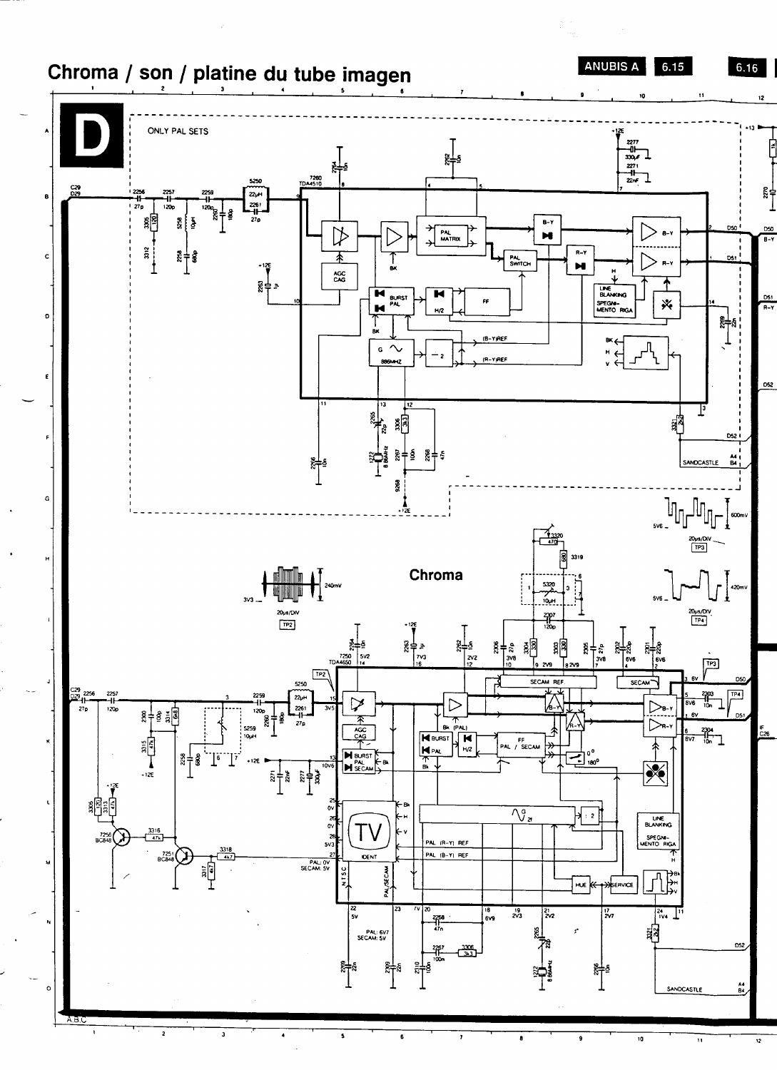# Chroma / son / platine du tube imagen

ANUBIS A 6.15 6.16

D

ONLY PAL SETS

Chroma